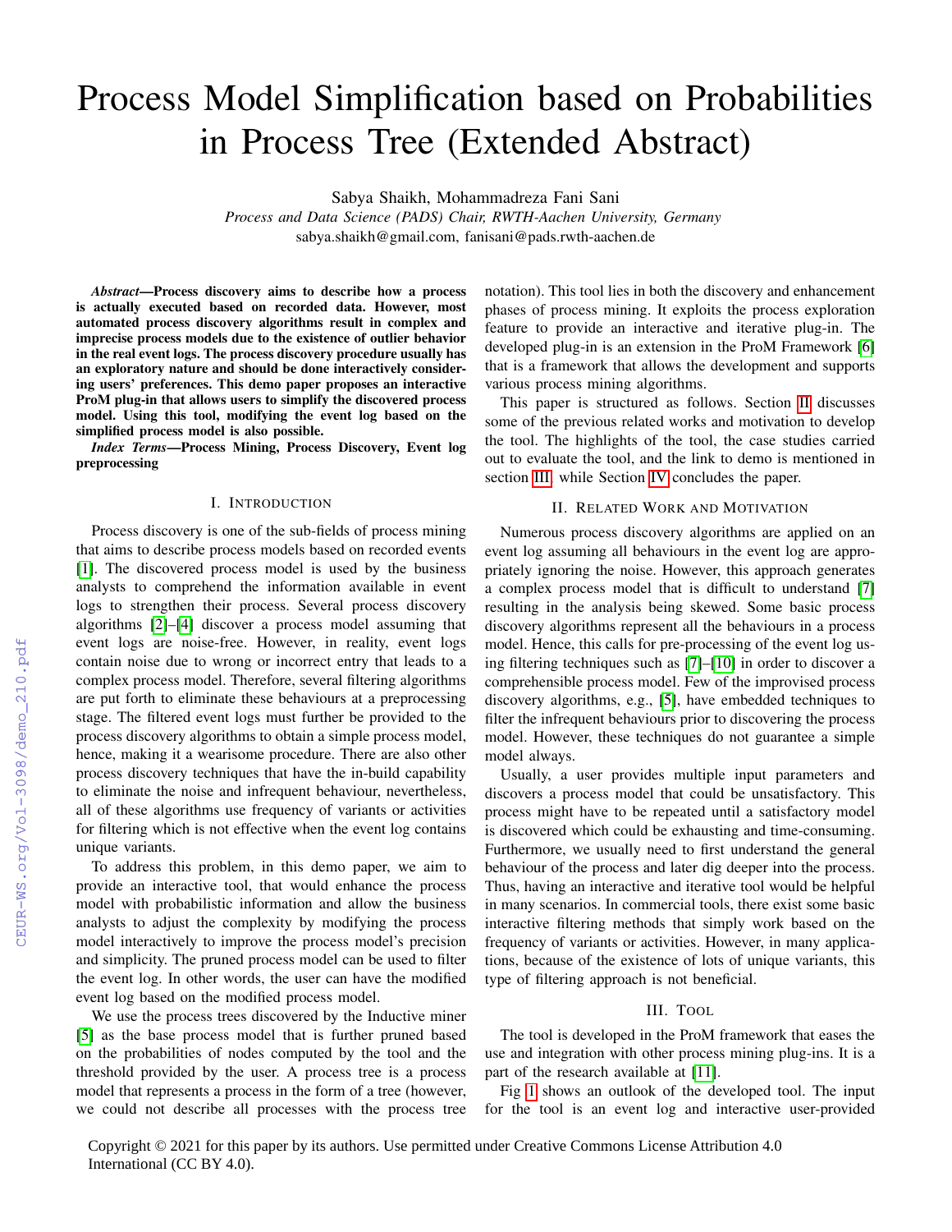# Process Model Simplification based on Probabilities in Process Tree (Extended Abstract)

Sabya Shaikh, Mohammadreza Fani Sani

*Process and Data Science (PADS) Chair, RWTH-Aachen University, Germany*

sabya.shaikh@gmail.com, fanisani@pads.rwth-aachen.de

***Abstract*—Process discovery aims to describe how a process is actually executed based on recorded data. However, most automated process discovery algorithms result in complex and imprecise process models due to the existence of outlier behavior in the real event logs. The process discovery procedure usually has an exploratory nature and should be done interactively considering users' preferences. This demo paper proposes an interactive ProM plug-in that allows users to simplify the discovered process model. Using this tool, modifying the event log based on the simplified process model is also possible.**

***Index Terms*—Process Mining, Process Discovery, Event log preprocessing**

## I. Introduction

Process discovery is one of the sub-fields of process mining that aims to describe process models based on recorded events [1]. The discovered process model is used by the business analysts to comprehend the information available in event logs to strengthen their process. Several process discovery algorithms [2]–[4] discover a process model assuming that event logs are noise-free. However, in reality, event logs contain noise due to wrong or incorrect entry that leads to a complex process model. Therefore, several filtering algorithms are put forth to eliminate these behaviours at a preprocessing stage. The filtered event logs must further be provided to the process discovery algorithms to obtain a simple process model, hence, making it a wearisome procedure. There are also other process discovery techniques that have the in-build capability to eliminate the noise and infrequent behaviour, nevertheless, all of these algorithms use frequency of variants or activities for filtering which is not effective when the event log contains unique variants.

To address this problem, in this demo paper, we aim to provide an interactive tool, that would enhance the process model with probabilistic information and allow the business analysts to adjust the complexity by modifying the process model interactively to improve the process model's precision and simplicity. The pruned process model can be used to filter the event log. In other words, the user can have the modified event log based on the modified process model.

We use the process trees discovered by the Inductive miner [5] as the base process model that is further pruned based on the probabilities of nodes computed by the tool and the threshold provided by the user. A process tree is a process model that represents a process in the form of a tree (however, we could not describe all processes with the process tree notation). This tool lies in both the discovery and enhancement phases of process mining. It exploits the process exploration feature to provide an interactive and iterative plug-in. The developed plug-in is an extension in the ProM Framework [6] that is a framework that allows the development and supports various process mining algorithms.

This paper is structured as follows. Section II discusses some of the previous related works and motivation to develop the tool. The highlights of the tool, the case studies carried out to evaluate the tool, and the link to demo is mentioned in section III, while Section IV concludes the paper.

## II. Related Work and Motivation

Numerous process discovery algorithms are applied on an event log assuming all behaviours in the event log are appropriately ignoring the noise. However, this approach generates a complex process model that is difficult to understand [7] resulting in the analysis being skewed. Some basic process discovery algorithms represent all the behaviours in a process model. Hence, this calls for pre-processing of the event log using filtering techniques such as [7]–[10] in order to discover a comprehensible process model. Few of the improved process discovery algorithms, e.g., [5], have embedded techniques to filter the infrequent behaviours prior to discovering the process model. However, these techniques do not guarantee a simple model always.

Usually, a user provides multiple input parameters and discovers a process model that could be unsatisfactory. This process might have to be repeated until a satisfactory model is discovered which could be exhausting and time-consuming. Furthermore, we usually need to first understand the general behaviour of the process and later dig deeper into the process. Thus, having an interactive and iterative tool would be helpful in many scenarios. In commercial tools, there exist some basic interactive filtering methods that simply work based on the frequency of variants or activities. However, in many applications, because of the existence of lots of unique variants, this type of filtering approach is not beneficial.

## III. Tool

The tool is developed in the ProM framework that eases the use and integration with other process mining plug-ins. It is a part of the research available at [11].

Fig 1 shows an outlook of the developed tool. The input for the tool is an event log and interactive user-provided

Copyright © 2021 for this paper by its authors. Use permitted under Creative Commons License Attribution 4.0 International (CC BY 4.0).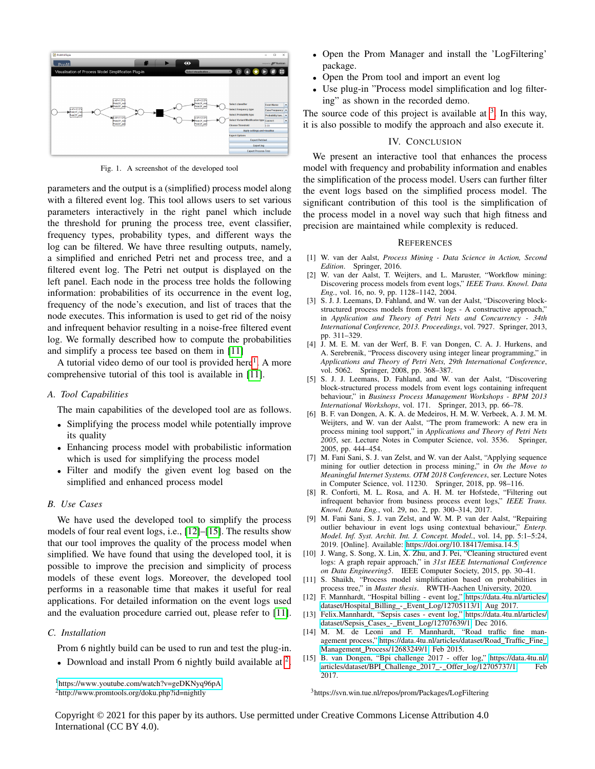Fig. 1. A screenshot of the developed tool

parameters and the output is a (simplified) process model along with a filtered event log. This tool allows users to set various parameters interactively in the right panel which include the threshold for pruning the process tree, event classifier, frequency types, probability types, and different ways the log can be filtered. We have three resulting outputs, namely, a simplified and enriched Petri net and process tree, and a filtered event log. The Petri net output is displayed on the left panel. Each node in the process tree holds the following information: probabilities of its occurrence in the event log, frequency of the node's execution, and list of traces that the node executes. This information is used to get rid of the noisy and infrequent behavior resulting in a noise-free filtered event log. We formally described how to compute the probabilities and simplify a process tee based on them in [11].

A tutorial video demo of our tool is provided here[1]. A more comprehensive tutorial of this tool is available in [11].

### A. Tool Capabilities

The main capabilities of the developed tool are as follows.

- Simplifying the process model while potentially improve its quality
- Enhancing process model with probabilistic information which is used for simplifying the process model
- Filter and modify the given event log based on the simplified and enhanced process model

### B. Use Cases

We have used the developed tool to simplify the process models of four real event logs, i.e., [12]–[15]. The results show that our tool improves the quality of the process model when simplified. We have found that using the developed tool, it is possible to improve the precision and simplicity of process models of these event logs. Moreover, the developed tool performs in a reasonable time that makes it useful for real applications. For detailed information on the event logs used and the evaluation procedure carried out, please refer to [11].

### C. Installation

Prom 6 nightly build can be used to run and test the plug-in.

- Download and install Prom 6 nightly build available at [2].
- Open the Prom Manager and install the 'LogFiltering' package.
- Open the Prom tool and import an event log
- Use plug-in "Process model simplification and log filtering" as shown in the recorded demo.

The source code of this project is available at [3]. In this way, it is also possible to modify the approach and also execute it.

[1] https://www.youtube.com/watch?v=geDKNyq96pA
[2] http://www.promtools.org/doku.php?id=nightly
[3] https://svn.win.tue.nl/repos/prom/Packages/LogFiltering

## IV. Conclusion

We present an interactive tool that enhances the process model with frequency and probability information and enables the simplification of the process model. Users can further filter the event logs based on the simplified process model. The significant contribution of this tool is the simplification of the process model in a novel way such that high fitness and precision are maintained while complexity is reduced.

## References

[1] W. van der Aalst, *Process Mining - Data Science in Action, Second Edition*. Springer, 2016.

[2] W. van der Aalst, T. Weijters, and L. Maruster, "Workflow mining: Discovering process models from event logs," *IEEE Trans. Knowl. Data Eng.*, vol. 16, no. 9, pp. 1128–1142, 2004.

[3] S. J. J. Leemans, D. Fahland, and W. van der Aalst, "Discovering block-structured process models from event logs - A constructive approach," in *Application and Theory of Petri Nets and Concurrency - 34th International Conference, 2013. Proceedings*, vol. 7927. Springer, 2013, pp. 311–329.

[4] J. M. E. M. van der Werf, B. F. van Dongen, C. A. J. Hurkens, and A. Serebrenik, "Process discovery using integer linear programming," in *Applications and Theory of Petri Nets, 29th International Conference*, vol. 5062. Springer, 2008, pp. 368–387.

[5] S. J. J. Leemans, D. Fahland, and W. van der Aalst, "Discovering block-structured process models from event logs containing infrequent behaviour," in *Business Process Management Workshops - BPM 2013 International Workshops*, vol. 171. Springer, 2013, pp. 66–78.

[6] B. F. van Dongen, A. K. A. de Medeiros, H. M. W. Verbeek, A. J. M. M. Weijters, and W. van der Aalst, "The prom framework: A new era in process mining tool support," in *Applications and Theory of Petri Nets 2005*, ser. Lecture Notes in Computer Science, vol. 3536. Springer, 2005, pp. 444–454.

[7] M. Fani Sani, S. J. van Zelst, and W. van der Aalst, "Applying sequence mining for outlier detection in process mining," in *On the Move to Meaningful Internet Systems. OTM 2018 Conferences*, ser. Lecture Notes in Computer Science, vol. 11230. Springer, 2018, pp. 98–116.

[8] R. Conforti, M. L. Rosa, and A. H. M. ter Hofstede, "Filtering out infrequent behavior from business process event logs," *IEEE Trans. Knowl. Data Eng.*, vol. 29, no. 2, pp. 300–314, 2017.

[9] M. Fani Sani, S. J. van Zelst, and W. M. P. van der Aalst, "Repairing outlier behaviour in event logs using contextual behaviour," *Enterp. Model. Inf. Syst. Archit. Int. J. Concept. Model.*, vol. 14, pp. 5:1–5:24, 2019. [Online]. Available: https://doi.org/10.18417/emisa.14.5

[10] J. Wang, S. Song, X. Lin, X. Zhu, and J. Pei, "Cleaning structured event logs: A graph repair approach," in *31st IEEE International Conference on Data Engineering5*. IEEE Computer Society, 2015, pp. 30–41.

[11] S. Shaikh, "Process model simplification based on probabilities in process tree," in *Master thesis*. RWTH-Aachen University, 2020.

[12] F. Mannhardt, "Hospital billing - event log," https://data.4tu.nl/articles/dataset/Hospital_Billing_-_Event_Log/12705113/1, Aug 2017.

[13] Felix.Mannhardt, "Sepsis cases - event log," https://data.4tu.nl/articles/dataset/Sepsis_Cases_-_Event_Log/12707639/1, Dec 2016.

[14] M. M. de Leoni and F. Mannhardt, "Road traffic fine management process," https://data.4tu.nl/articles/dataset/Road_Traffic_Fine_Management_Process/12683249/1, Feb 2015.

[15] B. van Dongen, "Bpi challenge 2017 - offer log," https://data.4tu.nl/articles/dataset/BPI_Challenge_2017_-_Offer_log/12705737/1, Feb 2017.

Copyright © 2021 for this paper by its authors. Use permitted under Creative Commons License Attribution 4.0 International (CC BY 4.0).